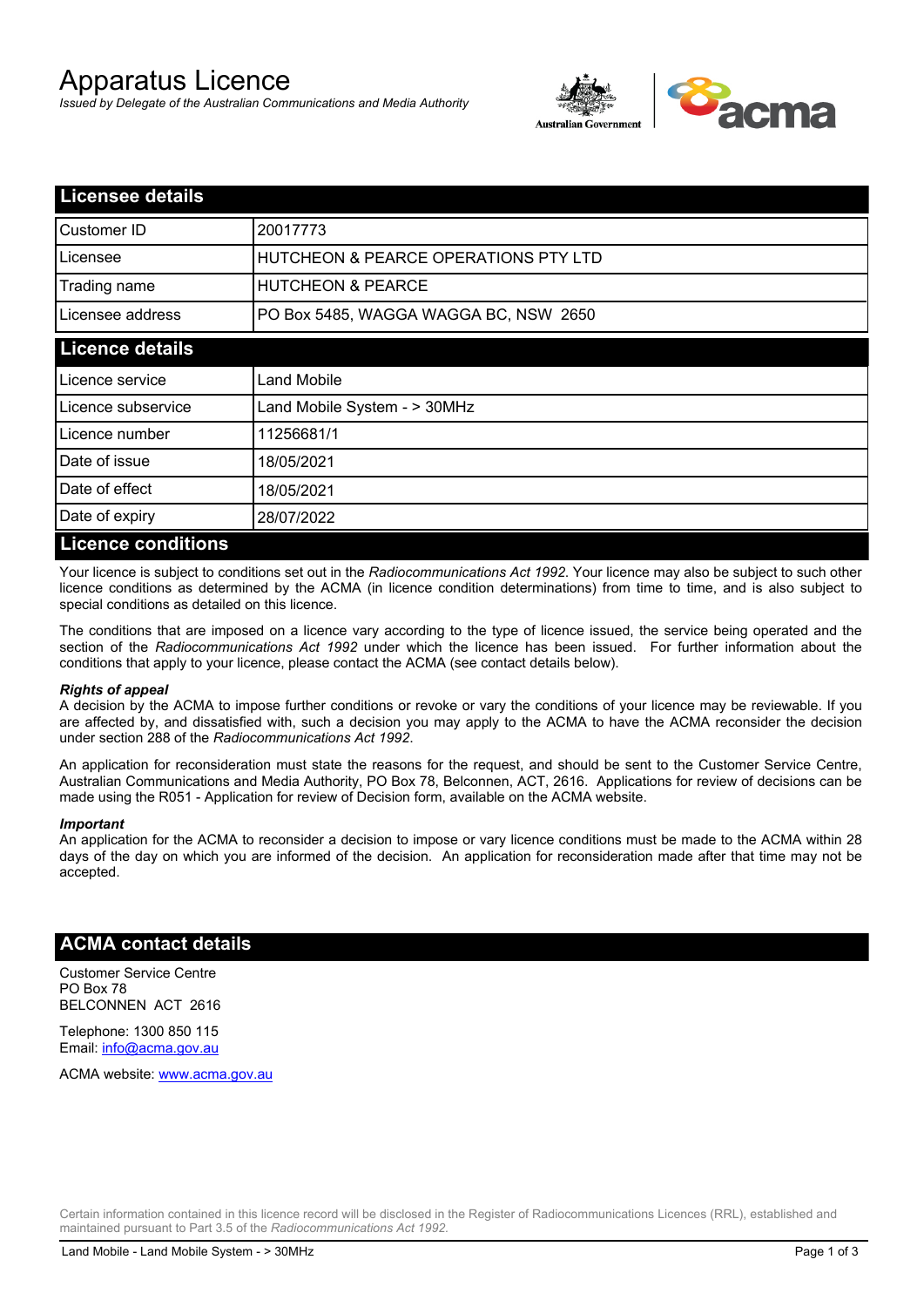# Apparatus Licence

*Issued by Delegate of the Australian Communications and Media Authority*

## Licensee details

| | |
|---|---|
| Customer ID | 20017773 |
| Licensee | HUTCHEON & PEARCE OPERATIONS PTY LTD |
| Trading name | HUTCHEON & PEARCE |
| Licensee address | PO Box 5485, WAGGA WAGGA BC, NSW 2650 |

## Licence details

| | |
|---|---|
| Licence service | Land Mobile |
| Licence subservice | Land Mobile System - > 30MHz |
| Licence number | 11256681/1 |
| Date of issue | 18/05/2021 |
| Date of effect | 18/05/2021 |
| Date of expiry | 28/07/2022 |

## Licence conditions

Your licence is subject to conditions set out in the *Radiocommunications Act 1992*. Your licence may also be subject to such other licence conditions as determined by the ACMA (in licence condition determinations) from time to time, and is also subject to special conditions as detailed on this licence.

The conditions that are imposed on a licence vary according to the type of licence issued, the service being operated and the section of the *Radiocommunications Act 1992* under which the licence has been issued. For further information about the conditions that apply to your licence, please contact the ACMA (see contact details below).

***Rights of appeal***

A decision by the ACMA to impose further conditions or revoke or vary the conditions of your licence may be reviewable. If you are affected by, and dissatisfied with, such a decision you may apply to the ACMA to have the ACMA reconsider the decision under section 288 of the *Radiocommunications Act 1992*.

An application for reconsideration must state the reasons for the request, and should be sent to the Customer Service Centre, Australian Communications and Media Authority, PO Box 78, Belconnen, ACT, 2616. Applications for review of decisions can be made using the R051 - Application for review of Decision form, available on the ACMA website.

***Important***

An application for the ACMA to reconsider a decision to impose or vary licence conditions must be made to the ACMA within 28 days of the day on which you are informed of the decision. An application for reconsideration made after that time may not be accepted.

## ACMA contact details

Customer Service Centre
PO Box 78
BELCONNEN ACT 2616

Telephone: 1300 850 115
Email: info@acma.gov.au

ACMA website: www.acma.gov.au

Certain information contained in this licence record will be disclosed in the Register of Radiocommunications Licences (RRL), established and maintained pursuant to Part 3.5 of the *Radiocommunications Act 1992.*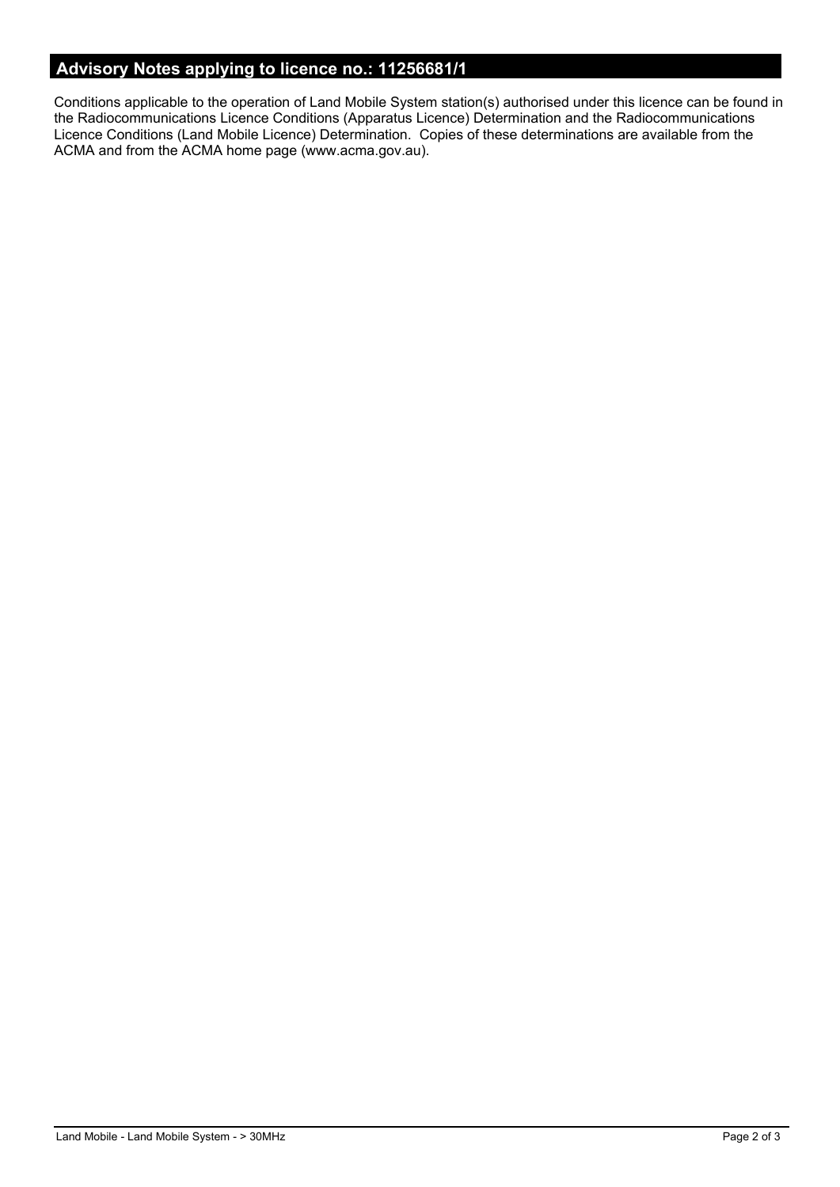## Advisory Notes applying to licence no.: 11256681/1

Conditions applicable to the operation of Land Mobile System station(s) authorised under this licence can be found in the Radiocommunications Licence Conditions (Apparatus Licence) Determination and the Radiocommunications Licence Conditions (Land Mobile Licence) Determination. Copies of these determinations are available from the ACMA and from the ACMA home page (www.acma.gov.au).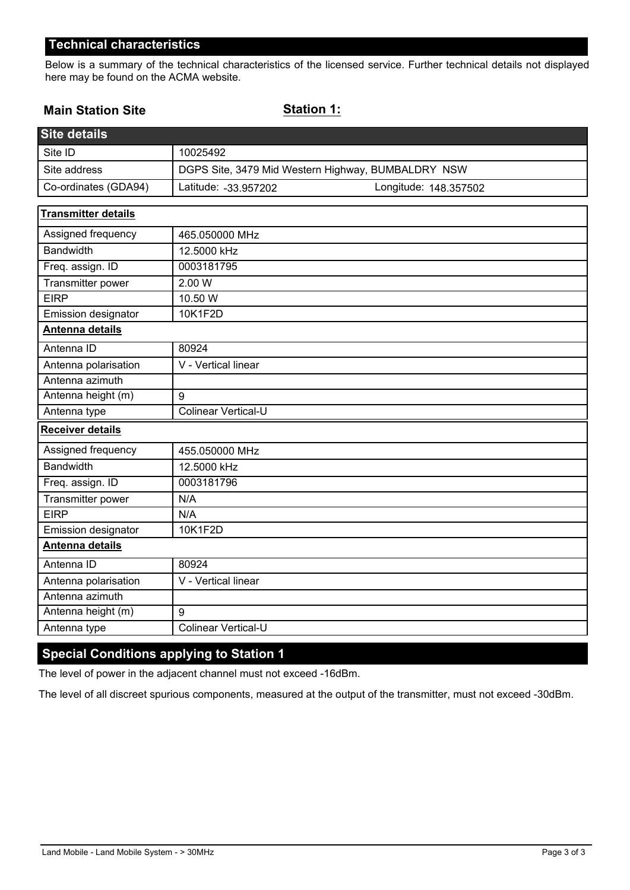## Technical characteristics

Below is a summary of the technical characteristics of the licensed service. Further technical details not displayed here may be found on the ACMA website.

**Main Station Site** **Station 1:**

| Site details | |
|---|---|
| Site ID | 10025492 |
| Site address | DGPS Site, 3479 Mid Western Highway, BUMBALDRY NSW |
| Co-ordinates (GDA94) | Latitude: -33.957202 Longitude: 148.357502 |

| Transmitter details | |
|---|---|
| Assigned frequency | 465.050000 MHz |
| Bandwidth | 12.5000 kHz |
| Freq. assign. ID | 0003181795 |
| Transmitter power | 2.00 W |
| EIRP | 10.50 W |
| Emission designator | 10K1F2D |
| **Antenna details** | |
| Antenna ID | 80924 |
| Antenna polarisation | V - Vertical linear |
| Antenna azimuth | |
| Antenna height (m) | 9 |
| Antenna type | Colinear Vertical-U |

| Receiver details | |
|---|---|
| Assigned frequency | 455.050000 MHz |
| Bandwidth | 12.5000 kHz |
| Freq. assign. ID | 0003181796 |
| Transmitter power | N/A |
| EIRP | N/A |
| Emission designator | 10K1F2D |
| **Antenna details** | |
| Antenna ID | 80924 |
| Antenna polarisation | V - Vertical linear |
| Antenna azimuth | |
| Antenna height (m) | 9 |
| Antenna type | Colinear Vertical-U |

## Special Conditions applying to Station 1

The level of power in the adjacent channel must not exceed -16dBm.

The level of all discreet spurious components, measured at the output of the transmitter, must not exceed -30dBm.